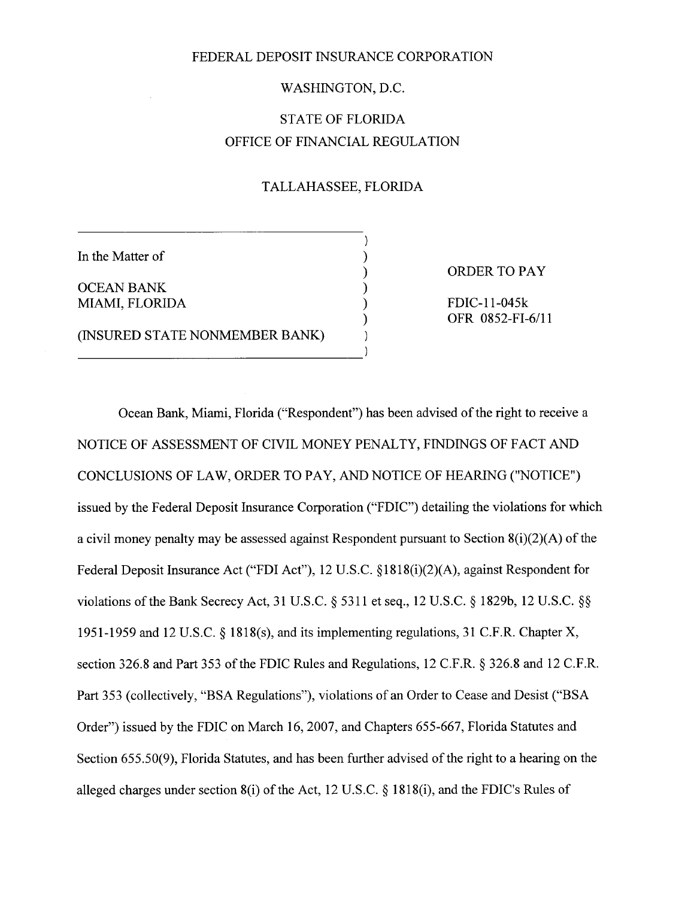FEDERAL DEPOSIT INSURANCE CORPORATION

WASHINGTON, D.C.

STATE OF FLORIDA
OFFICE OF FINANCIAL REGULATION

TALLAHASSEE, FLORIDA

| | |
|---|---|
| In the Matter of<br><br>OCEAN BANK<br>MIAMI, FLORIDA<br><br>(INSURED STATE NONMEMBER BANK) | ORDER TO PAY<br><br>FDIC-11-045k<br>OFR 0852-FI-6/11 |

Ocean Bank, Miami, Florida ("Respondent") has been advised of the right to receive a NOTICE OF ASSESSMENT OF CIVIL MONEY PENALTY, FINDINGS OF FACT AND CONCLUSIONS OF LAW, ORDER TO PAY, AND NOTICE OF HEARING ("NOTICE") issued by the Federal Deposit Insurance Corporation ("FDIC") detailing the violations for which a civil money penalty may be assessed against Respondent pursuant to Section 8(i)(2)(A) of the Federal Deposit Insurance Act ("FDI Act"), 12 U.S.C. §1818(i)(2)(A), against Respondent for violations of the Bank Secrecy Act, 31 U.S.C. § 5311 et seq., 12 U.S.C. § 1829b, 12 U.S.C. §§ 1951-1959 and 12 U.S.C. § 1818(s), and its implementing regulations, 31 C.F.R. Chapter X, section 326.8 and Part 353 of the FDIC Rules and Regulations, 12 C.F.R. § 326.8 and 12 C.F.R. Part 353 (collectively, "BSA Regulations"), violations of an Order to Cease and Desist ("BSA Order") issued by the FDIC on March 16, 2007, and Chapters 655-667, Florida Statutes and Section 655.50(9), Florida Statutes, and has been further advised of the right to a hearing on the alleged charges under section 8(i) of the Act, 12 U.S.C. § 1818(i), and the FDIC's Rules of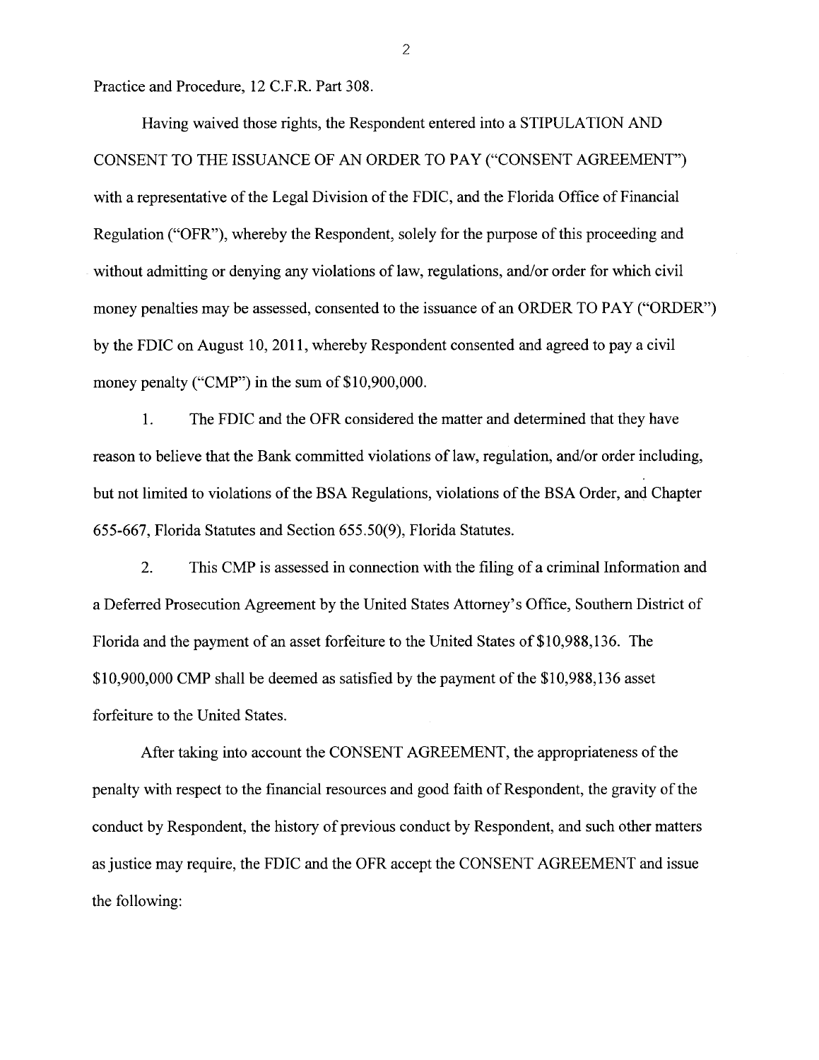Practice and Procedure, 12 C.F.R. Part 308.

Having waived those rights, the Respondent entered into a STIPULATION AND CONSENT TO THE ISSUANCE OF AN ORDER TO PAY ("CONSENT AGREEMENT") with a representative of the Legal Division of the FDIC, and the Florida Office of Financial Regulation ("OFR"), whereby the Respondent, solely for the purpose of this proceeding and without admitting or denying any violations of law, regulations, and/or order for which civil money penalties may be assessed, consented to the issuance of an ORDER TO PAY ("ORDER") by the FDIC on August 10, 2011, whereby Respondent consented and agreed to pay a civil money penalty ("CMP") in the sum of $10,900,000.

1. The FDIC and the OFR considered the matter and determined that they have reason to believe that the Bank committed violations of law, regulation, and/or order including, but not limited to violations of the BSA Regulations, violations of the BSA Order, and Chapter 655-667, Florida Statutes and Section 655.50(9), Florida Statutes.

2. This CMP is assessed in connection with the filing of a criminal Information and a Deferred Prosecution Agreement by the United States Attorney's Office, Southern District of Florida and the payment of an asset forfeiture to the United States of $10,988,136. The $10,900,000 CMP shall be deemed as satisfied by the payment of the $10,988,136 asset forfeiture to the United States.

After taking into account the CONSENT AGREEMENT, the appropriateness of the penalty with respect to the financial resources and good faith of Respondent, the gravity of the conduct by Respondent, the history of previous conduct by Respondent, and such other matters as justice may require, the FDIC and the OFR accept the CONSENT AGREEMENT and issue the following: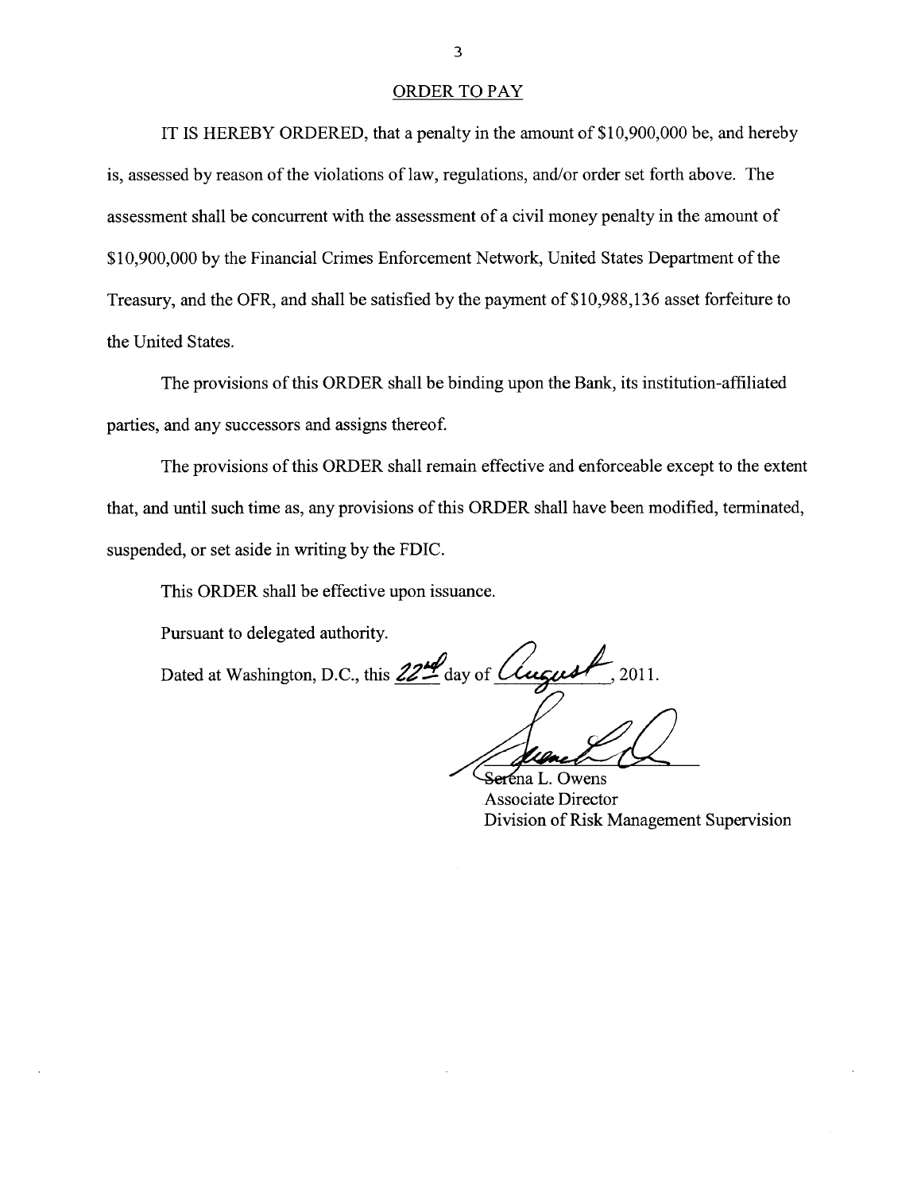## ORDER TO PAY

IT IS HEREBY ORDERED, that a penalty in the amount of $10,900,000 be, and hereby is, assessed by reason of the violations of law, regulations, and/or order set forth above. The assessment shall be concurrent with the assessment of a civil money penalty in the amount of $10,900,000 by the Financial Crimes Enforcement Network, United States Department of the Treasury, and the OFR, and shall be satisfied by the payment of $10,988,136 asset forfeiture to the United States.

The provisions of this ORDER shall be binding upon the Bank, its institution-affiliated parties, and any successors and assigns thereof.

The provisions of this ORDER shall remain effective and enforceable except to the extent that, and until such time as, any provisions of this ORDER shall have been modified, terminated, suspended, or set aside in writing by the FDIC.

This ORDER shall be effective upon issuance.

Pursuant to delegated authority.

Dated at Washington, D.C., this 22nd day of August, 2011.

Serena L. Owens
Associate Director
Division of Risk Management Supervision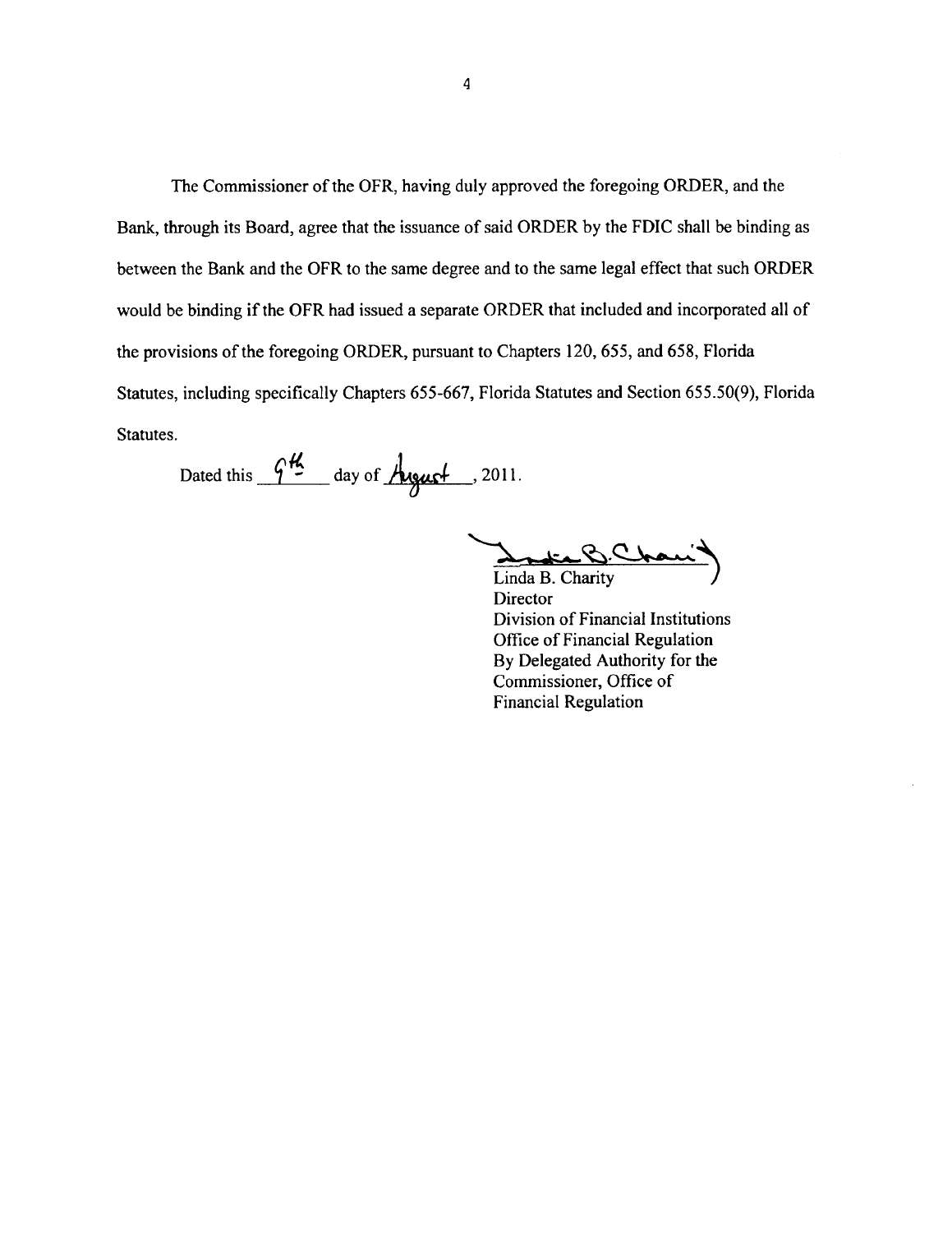The Commissioner of the OFR, having duly approved the foregoing ORDER, and the Bank, through its Board, agree that the issuance of said ORDER by the FDIC shall be binding as between the Bank and the OFR to the same degree and to the same legal effect that such ORDER would be binding if the OFR had issued a separate ORDER that included and incorporated all of the provisions of the foregoing ORDER, pursuant to Chapters 120, 655, and 658, Florida Statutes, including specifically Chapters 655-667, Florida Statutes and Section 655.50(9), Florida Statutes.

Dated this 9th day of August, 2011.

Linda B. Charity
Director
Division of Financial Institutions
Office of Financial Regulation
By Delegated Authority for the
Commissioner, Office of
Financial Regulation